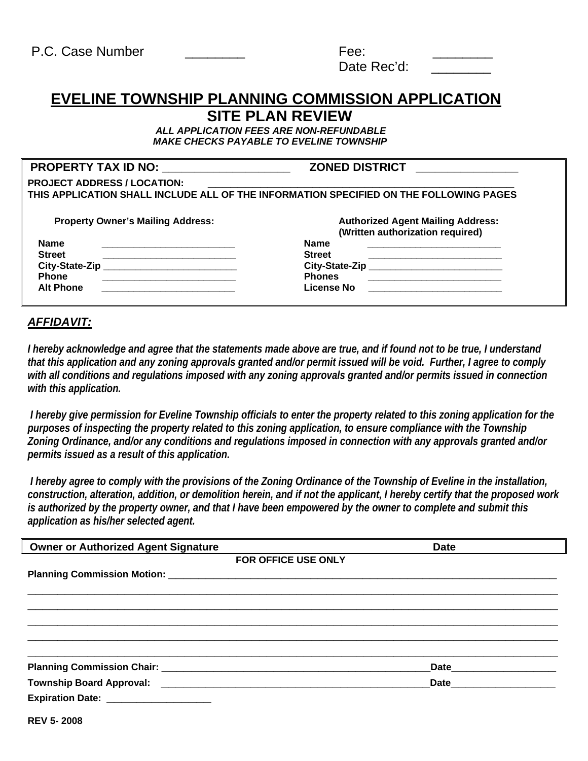P.C. Case Number ________ | Fee: ________
Date Rec'd: ________

# EVELINE TOWNSHIP PLANNING COMMISSION APPLICATION

## SITE PLAN REVIEW

***ALL APPLICATION FEES ARE NON-REFUNDABLE***
***MAKE CHECKS PAYABLE TO EVELINE TOWNSHIP***

**PROPERTY TAX ID NO:** ____________________ **ZONED DISTRICT** ________________

**PROJECT ADDRESS / LOCATION:** ________________________________________________

**THIS APPLICATION SHALL INCLUDE ALL OF THE INFORMATION SPECIFIED ON THE FOLLOWING PAGES**

| Property Owner's Mailing Address: | | Authorized Agent Mailing Address: (Written authorization required) | |
|---|---|---|---|
| **Name** | ________________________ | **Name** | ________________________ |
| **Street** | ________________________ | **Street** | ________________________ |
| **City-State-Zip** | ________________________ | **City-State-Zip** | ________________________ |
| **Phone** | ________________________ | **Phones** | ________________________ |
| **Alt Phone** | ________________________ | **License No** | ________________________ |

***AFFIDAVIT:***

***I hereby acknowledge and agree that the statements made above are true, and if found not to be true, I understand that this application and any zoning approvals granted and/or permit issued will be void. Further, I agree to comply with all conditions and regulations imposed with any zoning approvals granted and/or permits issued in connection with this application.***

***I hereby give permission for Eveline Township officials to enter the property related to this zoning application for the purposes of inspecting the property related to this zoning application, to ensure compliance with the Township Zoning Ordinance, and/or any conditions and regulations imposed in connection with any approvals granted and/or permits issued as a result of this application.***

***I hereby agree to comply with the provisions of the Zoning Ordinance of the Township of Eveline in the installation, construction, alteration, addition, or demolition herein, and if not the applicant, I hereby certify that the proposed work is authorized by the property owner, and that I have been empowered by the owner to complete and submit this application as his/her selected agent.***

| Owner or Authorized Agent Signature | Date |
|---|---|
| | |

**FOR OFFICE USE ONLY**

**Planning Commission Motion:** ________________________________________________________________

__________________________________________________________________________________________

__________________________________________________________________________________________

__________________________________________________________________________________________

__________________________________________________________________________________________

__________________________________________________________________________________________

**Planning Commission Chair:** ________________________________________ **Date** ________________

**Township Board Approval:** ________________________________________ **Date** ________________

**Expiration Date:** ____________________

**REV 5- 2008**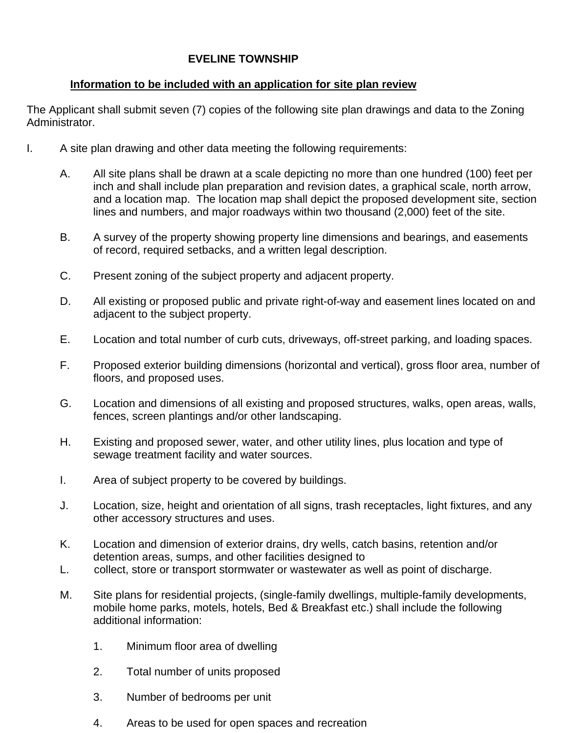**EVELINE TOWNSHIP**

**Information to be included with an application for site plan review**

The Applicant shall submit seven (7) copies of the following site plan drawings and data to the Zoning Administrator.

I. A site plan drawing and other data meeting the following requirements:

A. All site plans shall be drawn at a scale depicting no more than one hundred (100) feet per inch and shall include plan preparation and revision dates, a graphical scale, north arrow, and a location map. The location map shall depict the proposed development site, section lines and numbers, and major roadways within two thousand (2,000) feet of the site.

B. A survey of the property showing property line dimensions and bearings, and easements of record, required setbacks, and a written legal description.

C. Present zoning of the subject property and adjacent property.

D. All existing or proposed public and private right-of-way and easement lines located on and adjacent to the subject property.

E. Location and total number of curb cuts, driveways, off-street parking, and loading spaces.

F. Proposed exterior building dimensions (horizontal and vertical), gross floor area, number of floors, and proposed uses.

G. Location and dimensions of all existing and proposed structures, walks, open areas, walls, fences, screen plantings and/or other landscaping.

H. Existing and proposed sewer, water, and other utility lines, plus location and type of sewage treatment facility and water sources.

I. Area of subject property to be covered by buildings.

J. Location, size, height and orientation of all signs, trash receptacles, light fixtures, and any other accessory structures and uses.

K. Location and dimension of exterior drains, dry wells, catch basins, retention and/or detention areas, sumps, and other facilities designed to

L. collect, store or transport stormwater or wastewater as well as point of discharge.

M. Site plans for residential projects, (single-family dwellings, multiple-family developments, mobile home parks, motels, hotels, Bed & Breakfast etc.) shall include the following additional information:

1. Minimum floor area of dwelling

2. Total number of units proposed

3. Number of bedrooms per unit

4. Areas to be used for open spaces and recreation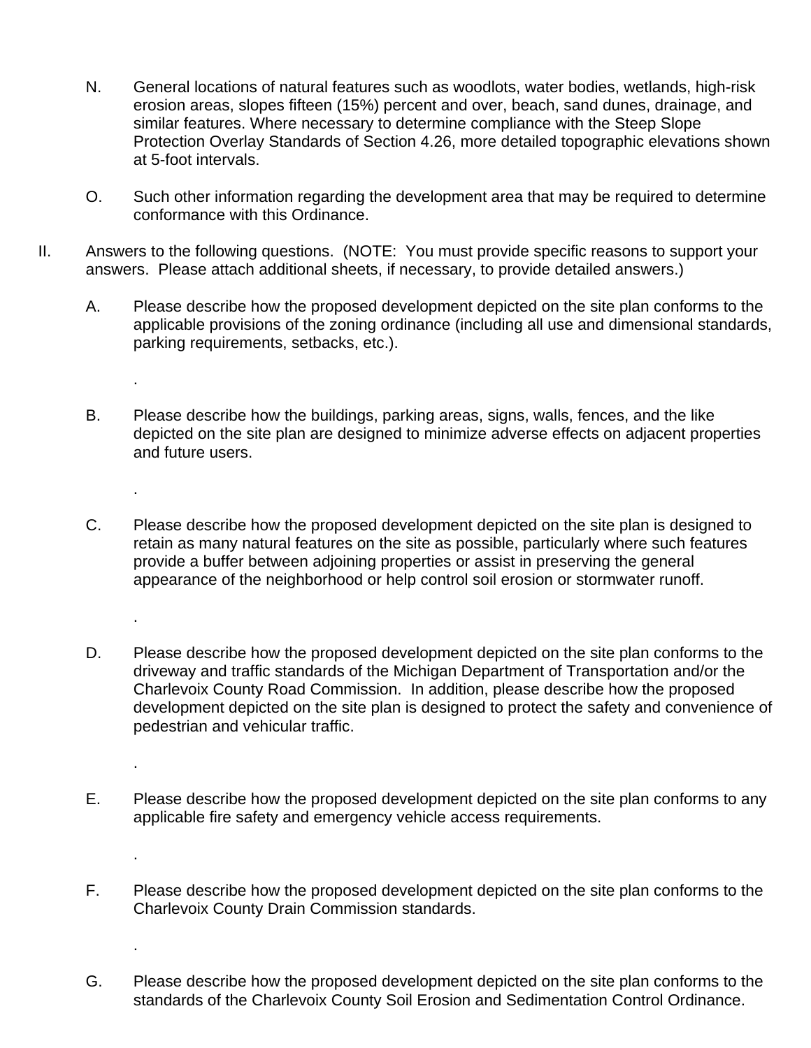N. General locations of natural features such as woodlots, water bodies, wetlands, high-risk erosion areas, slopes fifteen (15%) percent and over, beach, sand dunes, drainage, and similar features. Where necessary to determine compliance with the Steep Slope Protection Overlay Standards of Section 4.26, more detailed topographic elevations shown at 5-foot intervals.

O. Such other information regarding the development area that may be required to determine conformance with this Ordinance.

II. Answers to the following questions. (NOTE: You must provide specific reasons to support your answers. Please attach additional sheets, if necessary, to provide detailed answers.)

A. Please describe how the proposed development depicted on the site plan conforms to the applicable provisions of the zoning ordinance (including all use and dimensional standards, parking requirements, setbacks, etc.).

.

B. Please describe how the buildings, parking areas, signs, walls, fences, and the like depicted on the site plan are designed to minimize adverse effects on adjacent properties and future users.

.

C. Please describe how the proposed development depicted on the site plan is designed to retain as many natural features on the site as possible, particularly where such features provide a buffer between adjoining properties or assist in preserving the general appearance of the neighborhood or help control soil erosion or stormwater runoff.

.

D. Please describe how the proposed development depicted on the site plan conforms to the driveway and traffic standards of the Michigan Department of Transportation and/or the Charlevoix County Road Commission. In addition, please describe how the proposed development depicted on the site plan is designed to protect the safety and convenience of pedestrian and vehicular traffic.

.

E. Please describe how the proposed development depicted on the site plan conforms to any applicable fire safety and emergency vehicle access requirements.

.

F. Please describe how the proposed development depicted on the site plan conforms to the Charlevoix County Drain Commission standards.

.

G. Please describe how the proposed development depicted on the site plan conforms to the standards of the Charlevoix County Soil Erosion and Sedimentation Control Ordinance.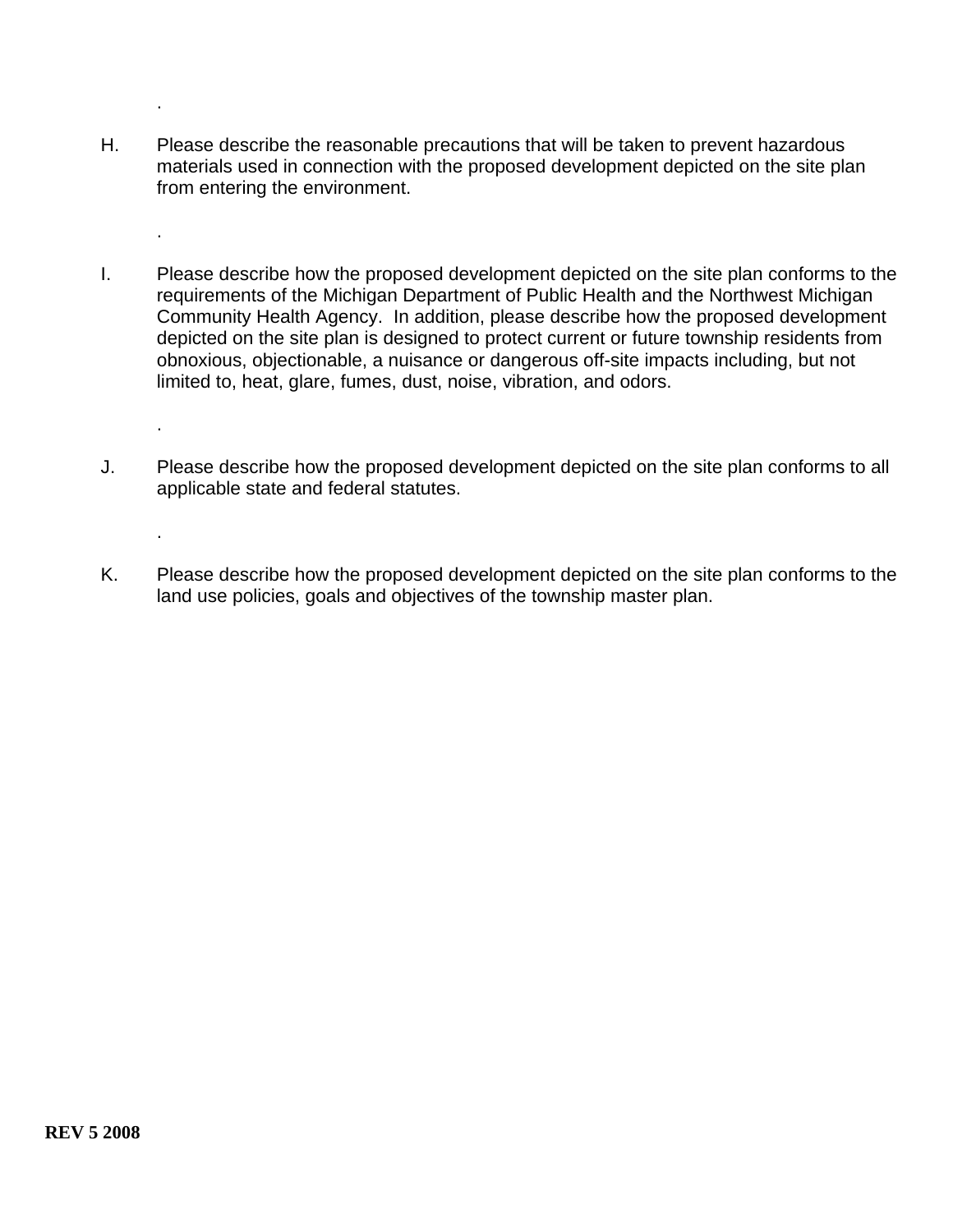.

H. Please describe the reasonable precautions that will be taken to prevent hazardous materials used in connection with the proposed development depicted on the site plan from entering the environment.

.

I. Please describe how the proposed development depicted on the site plan conforms to the requirements of the Michigan Department of Public Health and the Northwest Michigan Community Health Agency. In addition, please describe how the proposed development depicted on the site plan is designed to protect current or future township residents from obnoxious, objectionable, a nuisance or dangerous off-site impacts including, but not limited to, heat, glare, fumes, dust, noise, vibration, and odors.

.

J. Please describe how the proposed development depicted on the site plan conforms to all applicable state and federal statutes.

.

K. Please describe how the proposed development depicted on the site plan conforms to the land use policies, goals and objectives of the township master plan.

**REV 5 2008**